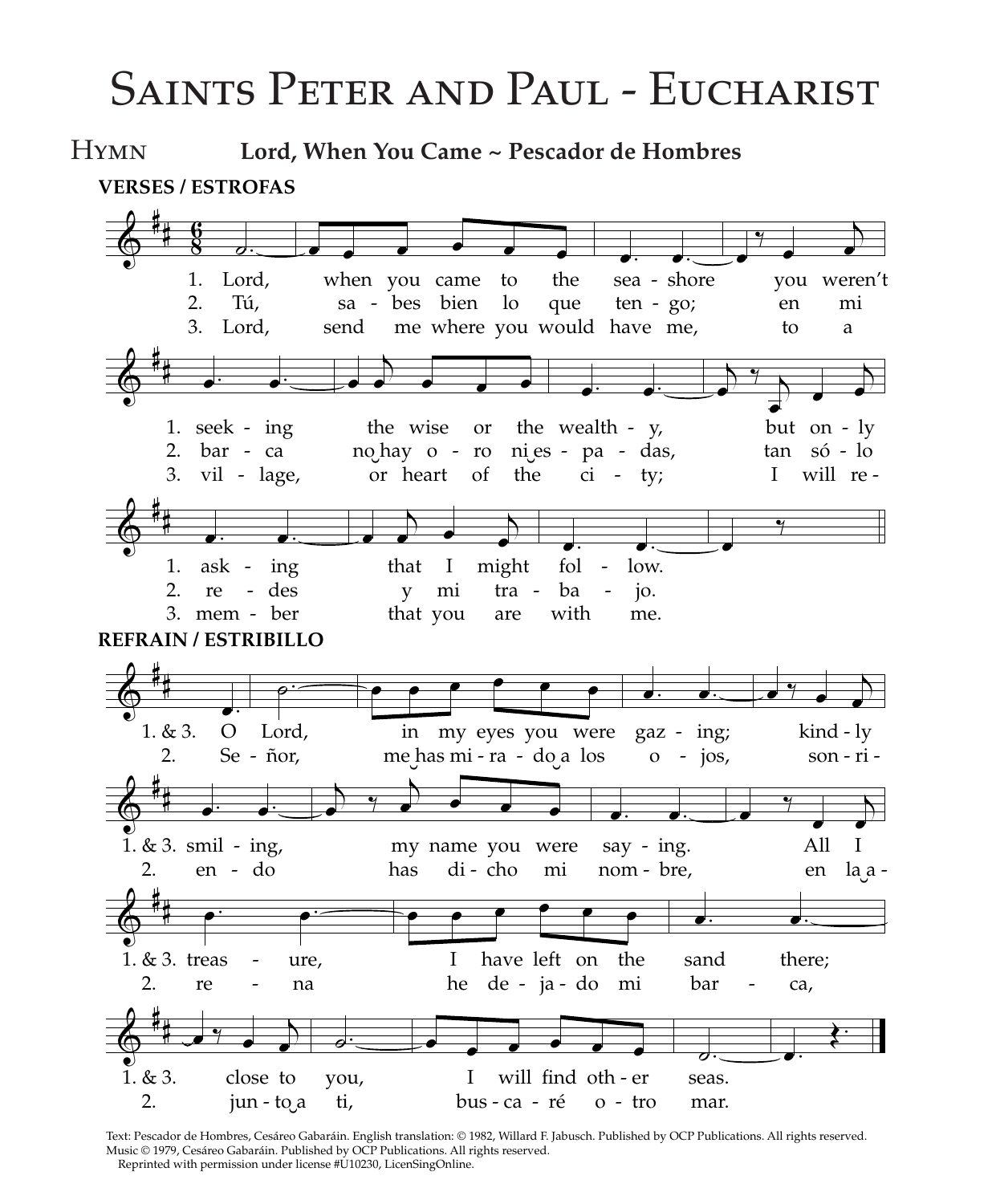# Saints Peter and Paul - Eucharist

## Hymn

**Lord, When You Came ~ Pescador de Hombres**

**VERSES / ESTROFAS**

1. Lord, when you came to the sea-shore you weren't seeking the wise or the wealth-y, but on-ly ask-ing that I might fol-low.
2. Tú, sa-bes bien lo que ten-go; en mi bar-ca no‿hay o-ro ni‿es-pa-das, tan só-lo re-des y mi tra-ba-jo.
3. Lord, send me where you would have me, to a vil-lage, or heart of the ci-ty; I will re-mem-ber that you are with me.

**REFRAIN / ESTRIBILLO**

1. & 3. O Lord, in my eyes you were gaz-ing; kind-ly smil-ing, my name you were say-ing. All I treas-ure, I have left on the sand there; close to you, I will find oth-er seas.

2. Se-ñor, me‿has mi-ra-do‿a los o-jos, son-ri-en-do has di-cho mi nom-bre, en la‿a-re-na he de-ja-do mi bar-ca, jun-to‿a ti, bus-ca-ré o-tro mar.

Text: Pescador de Hombres, Cesáreo Gabaráin. English translation: © 1982, Willard F. Jabusch. Published by OCP Publications. All rights reserved.
Music © 1979, Cesáreo Gabaráin. Published by OCP Publications. All rights reserved.
Reprinted with permission under license #U10230, LicenSingOnline.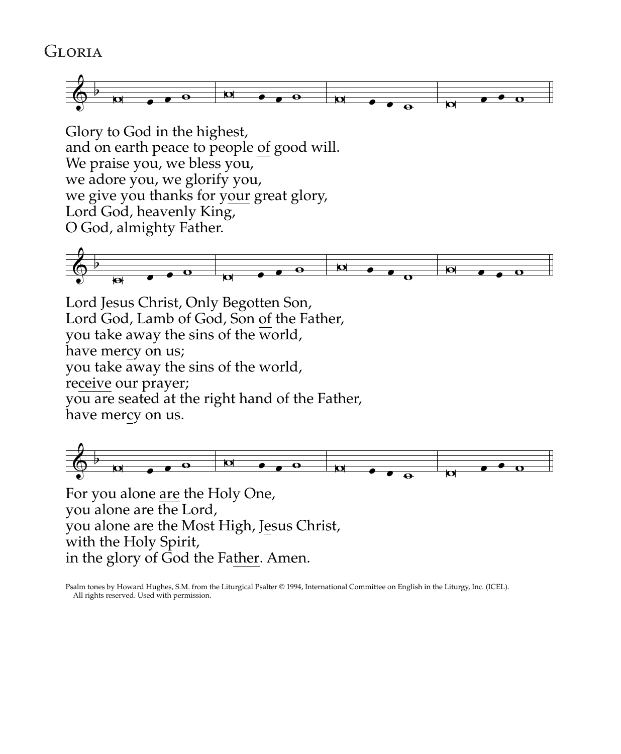## Gloria

Glory to God in the highest,
and on earth peace to people of good will.
We praise you, we bless you,
we adore you, we glorify you,
we give you thanks for your great glory,
Lord God, heavenly King,
O God, almighty Father.

Lord Jesus Christ, Only Begotten Son,
Lord God, Lamb of God, Son of the Father,
you take away the sins of the world,
have mercy on us;
you take away the sins of the world,
receive our prayer;
you are seated at the right hand of the Father,
have mercy on us.

For you alone are the Holy One,
you alone are the Lord,
you alone are the Most High, Jesus Christ,
with the Holy Spirit,
in the glory of God the Father. Amen.

Psalm tones by Howard Hughes, S.M. from the Liturgical Psalter © 1994, International Committee on English in the Liturgy, Inc. (ICEL). All rights reserved. Used with permission.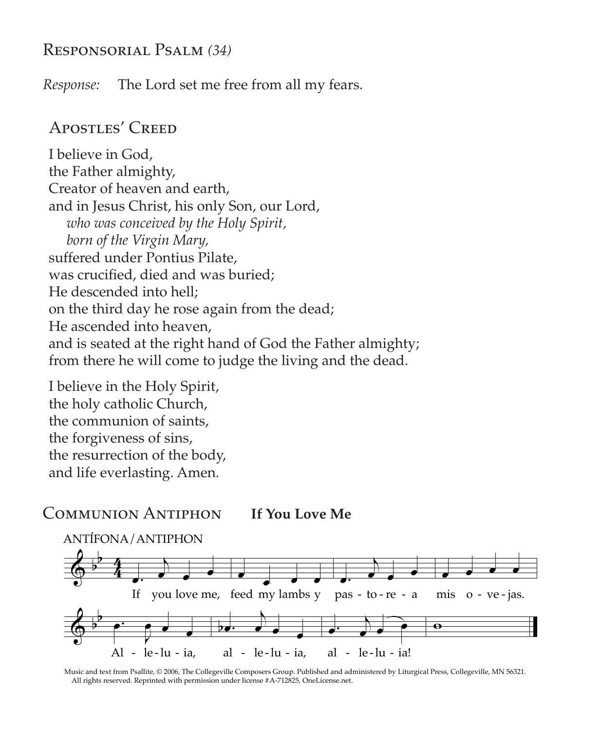## Responsorial Psalm *(34)*

*Response:* The Lord set me free from all my fears.

## Apostles' Creed

I believe in God,
the Father almighty,
Creator of heaven and earth,
and in Jesus Christ, his only Son, our Lord,
*who was conceived by the Holy Spirit,*
*born of the Virgin Mary,*
suffered under Pontius Pilate,
was crucified, died and was buried;
He descended into hell;
on the third day he rose again from the dead;
He ascended into heaven,
and is seated at the right hand of God the Father almighty;
from there he will come to judge the living and the dead.

I believe in the Holy Spirit,
the holy catholic Church,
the communion of saints,
the forgiveness of sins,
the resurrection of the body,
and life everlasting. Amen.

## Communion Antiphon **If You Love Me**

ANTÍFONA/ANTIPHON

If you love me, feed my lambs y pas-to-re-a mis o-ve-jas.

Al-le-lu-ia, al-le-lu-ia, al-le-lu-ia!

Music and text from Psallite, © 2006, The Collegeville Composers Group. Published and administered by Liturgical Press, Collegeville, MN 56321. All rights reserved. Reprinted with permission under license #A-712825, OneLicense.net.